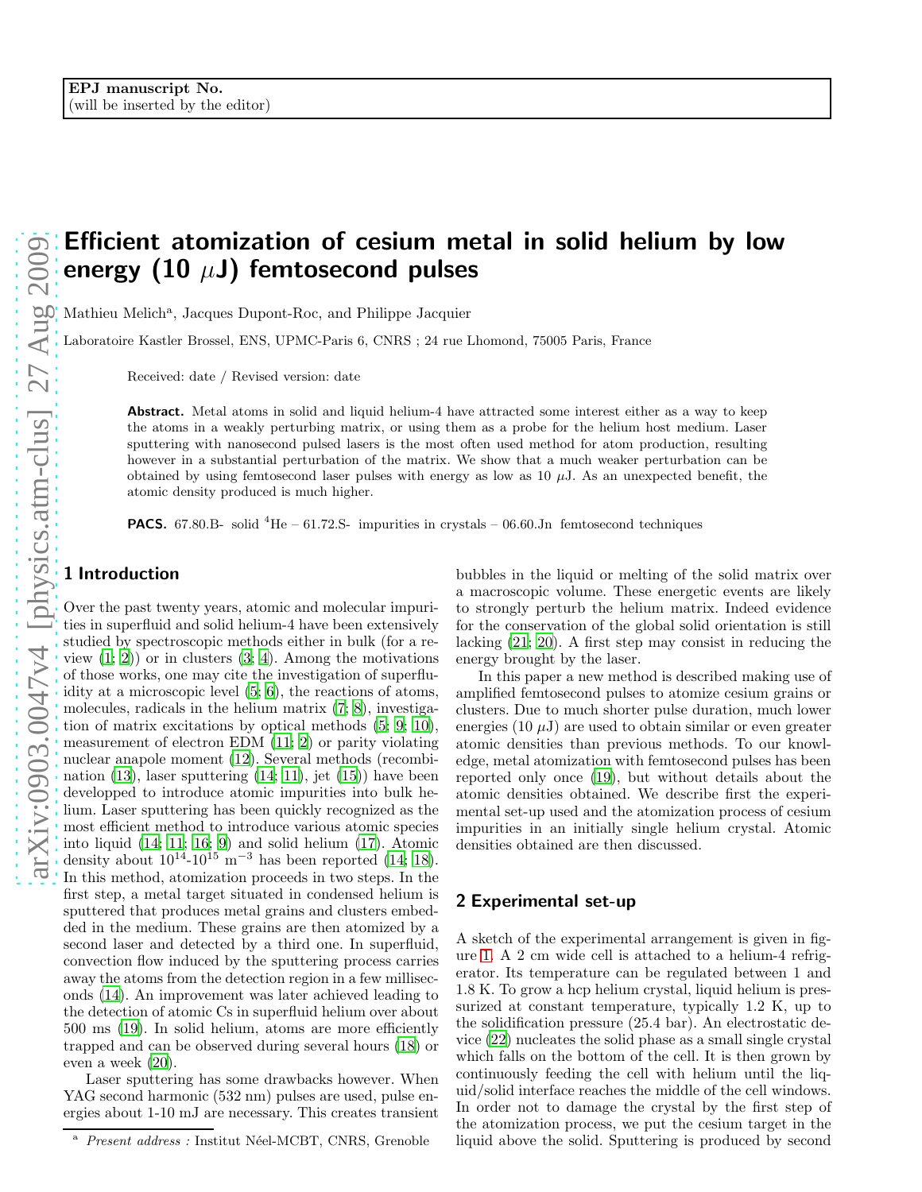EPJ manuscript No.
(will be inserted by the editor)

# Efficient atomization of cesium metal in solid helium by low energy (10 $\mu$J) femtosecond pulses

Mathieu Melich[a], Jacques Dupont-Roc, and Philippe Jacquier

Laboratoire Kastler Brossel, ENS, UPMC-Paris 6, CNRS ; 24 rue Lhomond, 75005 Paris, France

Received: date / Revised version: date

**Abstract.** Metal atoms in solid and liquid helium-4 have attracted some interest either as a way to keep the atoms in a weakly perturbing matrix, or using them as a probe for the helium host medium. Laser sputtering with nanosecond pulsed lasers is the most often used method for atom production, resulting however in a substantial perturbation of the matrix. We show that a much weaker perturbation can be obtained by using femtosecond laser pulses with energy as low as 10 $\mu$J. As an unexpected benefit, the atomic density produced is much higher.

**PACS.** 67.80.B- solid $^4$He – 61.72.S- impurities in crystals – 06.60.Jn femtosecond techniques

## 1 Introduction

Over the past twenty years, atomic and molecular impurities in superfluid and solid helium-4 have been extensively studied by spectroscopic methods either in bulk (for a review (1; 2)) or in clusters (3; 4). Among the motivations of those works, one may cite the investigation of superfluidity at a microscopic level (5; 6), the reactions of atoms, molecules, radicals in the helium matrix (7; 8), investigation of matrix excitations by optical methods (5; 9; 10), measurement of electron EDM (11; 2) or parity violating nuclear anapole moment (12). Several methods (recombination (13), laser sputtering (14; 11), jet (15)) have been developped to introduce atomic impurities into bulk helium. Laser sputtering has been quickly recognized as the most efficient method to introduce various atomic species into liquid (14; 11; 16; 9) and solid helium (17). Atomic density about $10^{14}$-$10^{15}$ m$^{-3}$ has been reported (14; 18). In this method, atomization proceeds in two steps. In the first step, a metal target situated in condensed helium is sputtered that produces metal grains and clusters embedded in the medium. These grains are then atomized by a second laser and detected by a third one. In superfluid, convection flow induced by the sputtering process carries away the atoms from the detection region in a few milliseconds (14). An improvement was later achieved leading to the detection of atomic Cs in superfluid helium over about 500 ms (19). In solid helium, atoms are more efficiently trapped and can be observed during several hours (18) or even a week (20).

Laser sputtering has some drawbacks however. When YAG second harmonic (532 nm) pulses are used, pulse energies about 1-10 mJ are necessary. This creates transient bubbles in the liquid or melting of the solid matrix over a macroscopic volume. These energetic events are likely to strongly perturb the helium matrix. Indeed evidence for the conservation of the global solid orientation is still lacking (21; 20). A first step may consist in reducing the energy brought by the laser.

In this paper a new method is described making use of amplified femtosecond pulses to atomize cesium grains or clusters. Due to much shorter pulse duration, much lower energies (10 $\mu$J) are used to obtain similar or even greater atomic densities than previous methods. To our knowledge, metal atomization with femtosecond pulses has been reported only once (19), but without details about the atomic densities obtained. We describe first the experimental set-up used and the atomization process of cesium impurities in an initially single helium crystal. Atomic densities obtained are then discussed.

## 2 Experimental set-up

A sketch of the experimental arrangement is given in figure 1. A 2 cm wide cell is attached to a helium-4 refrigerator. Its temperature can be regulated between 1 and 1.8 K. To grow a hcp helium crystal, liquid helium is pressurized at constant temperature, typically 1.2 K, up to the solidification pressure (25.4 bar). An electrostatic device (22) nucleates the solid phase as a small single crystal which falls on the bottom of the cell. It is then grown by continuously feeding the cell with helium until the liquid/solid interface reaches the middle of the cell windows. In order not to damage the crystal by the first step of the atomization process, we put the cesium target in the liquid above the solid. Sputtering is produced by second

[a] *Present address :* Institut Néel-MCBT, CNRS, Grenoble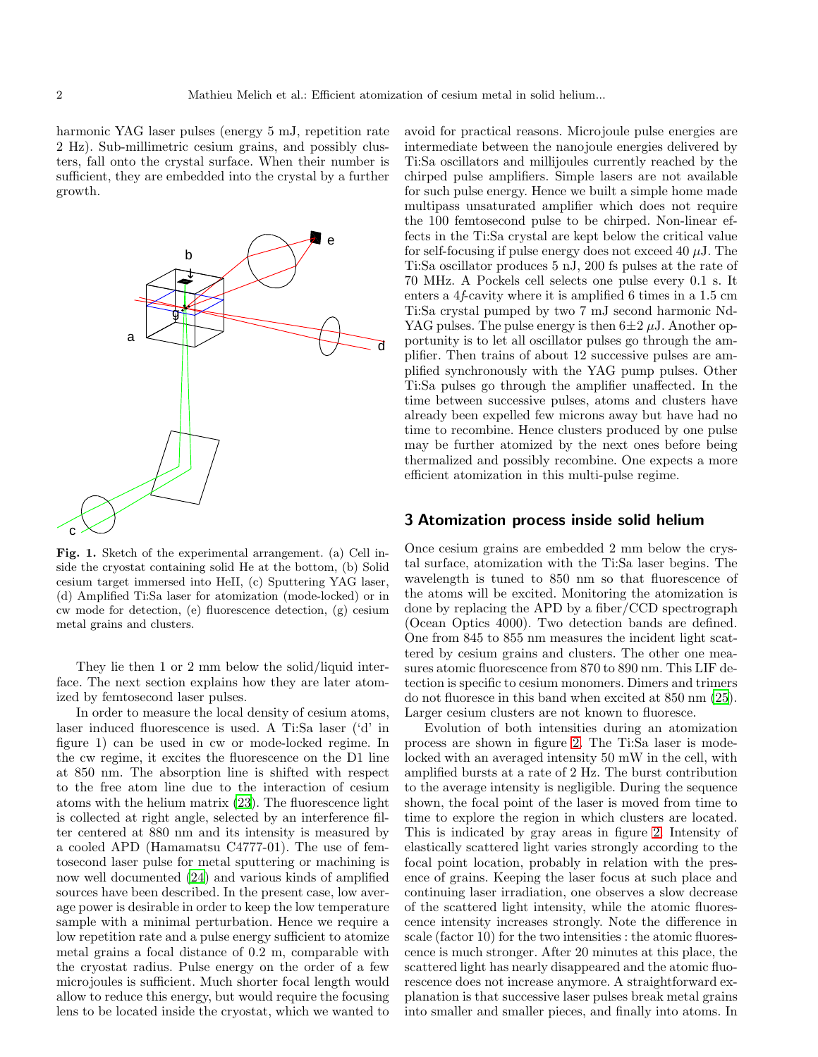harmonic YAG laser pulses (energy 5 mJ, repetition rate 2 Hz). Sub-millimetric cesium grains, and possibly clusters, fall onto the crystal surface. When their number is sufficient, they are embedded into the crystal by a further growth.

**Fig. 1.** Sketch of the experimental arrangement. (a) Cell inside the cryostat containing solid He at the bottom, (b) Solid cesium target immersed into HeII, (c) Sputtering YAG laser, (d) Amplified Ti:Sa laser for atomization (mode-locked) or in cw mode for detection, (e) fluorescence detection, (g) cesium metal grains and clusters.

They lie then 1 or 2 mm below the solid/liquid interface. The next section explains how they are later atomized by femtosecond laser pulses.

In order to measure the local density of cesium atoms, laser induced fluorescence is used. A Ti:Sa laser ('d' in figure 1) can be used in cw or mode-locked regime. In the cw regime, it excites the fluorescence on the D1 line at 850 nm. The absorption line is shifted with respect to the free atom line due to the interaction of cesium atoms with the helium matrix (23). The fluorescence light is collected at right angle, selected by an interference filter centered at 880 nm and its intensity is measured by a cooled APD (Hamamatsu C4777-01). The use of femtosecond laser pulse for metal sputtering or machining is now well documented (24) and various kinds of amplified sources have been described. In the present case, low average power is desirable in order to keep the low temperature sample with a minimal perturbation. Hence we require a low repetition rate and a pulse energy sufficient to atomize metal grains a focal distance of 0.2 m, comparable with the cryostat radius. Pulse energy on the order of a few microjoules is sufficient. Much shorter focal length would allow to reduce this energy, but would require the focusing lens to be located inside the cryostat, which we wanted to avoid for practical reasons. Microjoule pulse energies are intermediate between the nanojoule energies delivered by Ti:Sa oscillators and millijoules currently reached by the chirped pulse amplifiers. Simple lasers are not available for such pulse energy. Hence we built a simple home made multipass unsaturated amplifier which does not require the 100 femtosecond pulse to be chirped. Non-linear effects in the Ti:Sa crystal are kept below the critical value for self-focusing if pulse energy does not exceed 40 $\mu$J. The Ti:Sa oscillator produces 5 nJ, 200 fs pulses at the rate of 70 MHz. A Pockels cell selects one pulse every 0.1 s. It enters a 4*f*-cavity where it is amplified 6 times in a 1.5 cm Ti:Sa crystal pumped by two 7 mJ second harmonic Nd-YAG pulses. The pulse energy is then $6\pm2$ $\mu$J. Another opportunity is to let all oscillator pulses go through the amplifier. Then trains of about 12 successive pulses are amplified synchronously with the YAG pump pulses. Other Ti:Sa pulses go through the amplifier unaffected. In the time between successive pulses, atoms and clusters have already been expelled few microns away but have had no time to recombine. Hence clusters produced by one pulse may be further atomized by the next ones before being thermalized and possibly recombine. One expects a more efficient atomization in this multi-pulse regime.

## 3 Atomization process inside solid helium

Once cesium grains are embedded 2 mm below the crystal surface, atomization with the Ti:Sa laser begins. The wavelength is tuned to 850 nm so that fluorescence of the atoms will be excited. Monitoring the atomization is done by replacing the APD by a fiber/CCD spectrograph (Ocean Optics 4000). Two detection bands are defined. One from 845 to 855 nm measures the incident light scattered by cesium grains and clusters. The other one measures atomic fluorescence from 870 to 890 nm. This LIF detection is specific to cesium monomers. Dimers and trimers do not fluoresce in this band when excited at 850 nm (25). Larger cesium clusters are not known to fluoresce.

Evolution of both intensities during an atomization process are shown in figure 2. The Ti:Sa laser is mode-locked with an averaged intensity 50 mW in the cell, with amplified bursts at a rate of 2 Hz. The burst contribution to the average intensity is negligible. During the sequence shown, the focal point of the laser is moved from time to time to explore the region in which clusters are located. This is indicated by gray areas in figure 2. Intensity of elastically scattered light varies strongly according to the focal point location, probably in relation with the presence of grains. Keeping the laser focus at such place and continuing laser irradiation, one observes a slow decrease of the scattered light intensity, while the atomic fluorescence intensity increases strongly. Note the difference in scale (factor 10) for the two intensities : the atomic fluorescence is much stronger. After 20 minutes at this place, the scattered light has nearly disappeared and the atomic fluorescence does not increase anymore. A straightforward explanation is that successive laser pulses break metal grains into smaller and smaller pieces, and finally into atoms. In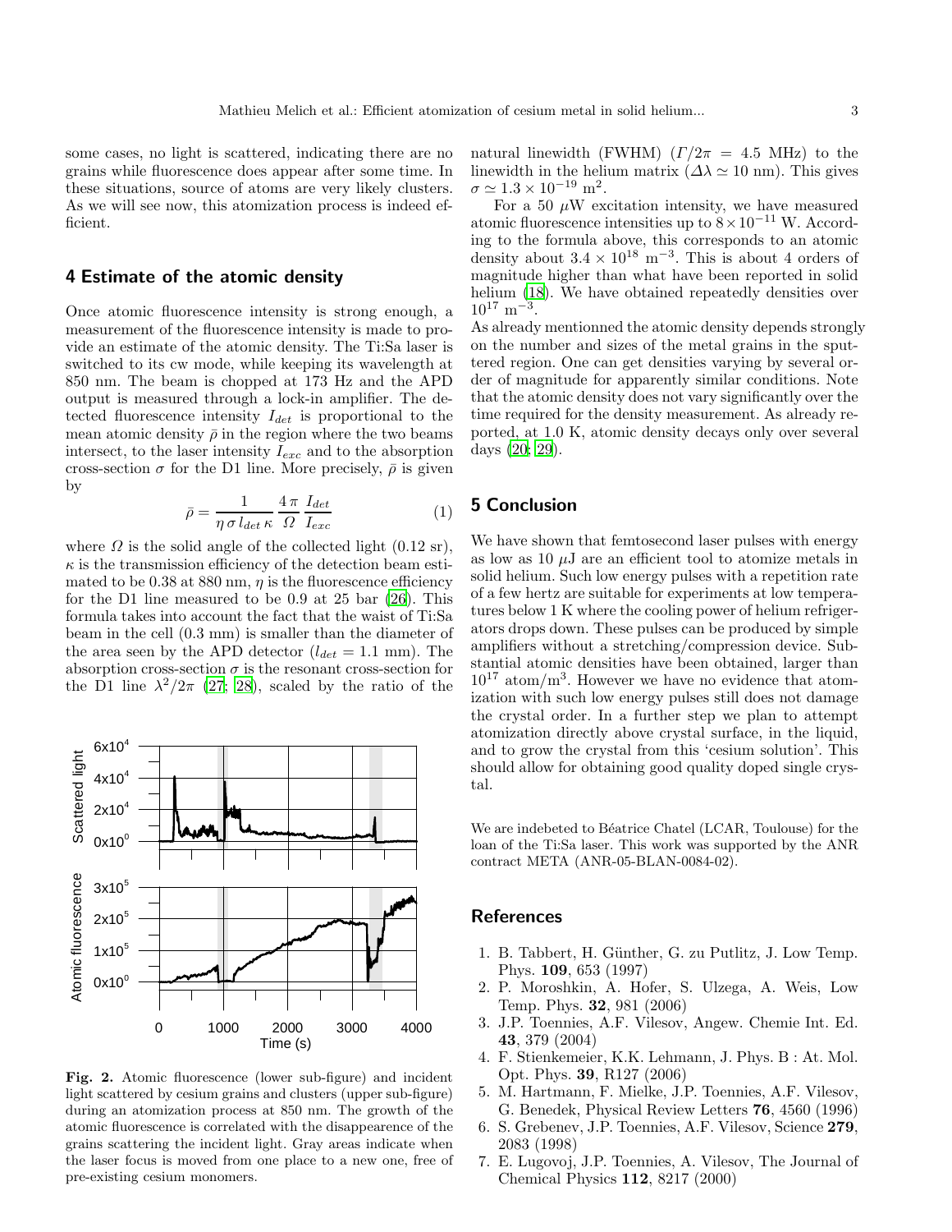some cases, no light is scattered, indicating there are no grains while fluorescence does appear after some time. In these situations, source of atoms are very likely clusters. As we will see now, this atomization process is indeed efficient.

## 4 Estimate of the atomic density

Once atomic fluorescence intensity is strong enough, a measurement of the fluorescence intensity is made to provide an estimate of the atomic density. The Ti:Sa laser is switched to its cw mode, while keeping its wavelength at 850 nm. The beam is chopped at 173 Hz and the APD output is measured through a lock-in amplifier. The detected fluorescence intensity $I_{det}$ is proportional to the mean atomic density $\bar{\rho}$ in the region where the two beams intersect, to the laser intensity $I_{exc}$ and to the absorption cross-section $\sigma$ for the D1 line. More precisely, $\bar{\rho}$ is given by

$$\bar{\rho} = \frac{1}{\eta\,\sigma\,l_{det}\,\kappa}\,\frac{4\,\pi}{\Omega}\,\frac{I_{det}}{I_{exc}} \tag{1}$$

where $\Omega$ is the solid angle of the collected light (0.12 sr), $\kappa$ is the transmission efficiency of the detection beam estimated to be 0.38 at 880 nm, $\eta$ is the fluorescence efficiency for the D1 line measured to be 0.9 at 25 bar [26]. This formula takes into account the fact that the waist of Ti:Sa beam in the cell (0.3 mm) is smaller than the diameter of the area seen by the APD detector ($l_{det} = 1.1$ mm). The absorption cross-section $\sigma$ is the resonant cross-section for the D1 line $\lambda^2/2\pi$ [27; 28], scaled by the ratio of the natural linewidth (FWHM) ($\Gamma/2\pi = 4.5$ MHz) to the linewidth in the helium matrix ($\Delta\lambda \simeq 10$ nm). This gives $\sigma \simeq 1.3\times10^{-19}$ m$^2$.

For a 50 $\mu$W excitation intensity, we have measured atomic fluorescence intensities up to $8\times10^{-11}$ W. According to the formula above, this corresponds to an atomic density about $3.4\times10^{18}$ m$^{-3}$. This is about 4 orders of magnitude higher than what have been reported in solid helium [18]. We have obtained repeatedly densities over $10^{17}$ m$^{-3}$.

As already mentionned the atomic density depends strongly on the number and sizes of the metal grains in the sputtered region. One can get densities varying by several order of magnitude for apparently similar conditions. Note that the atomic density does not vary significantly over the time required for the density measurement. As already reported, at 1.0 K, atomic density decays only over several days [20; 29].

**Fig. 2.** Atomic fluorescence (lower sub-figure) and incident light scattered by cesium grains and clusters (upper sub-figure) during an atomization process at 850 nm. The growth of the atomic fluorescence is correlated with the disappearence of the grains scattering the incident light. Gray areas indicate when the laser focus is moved from one place to a new one, free of pre-existing cesium monomers.

## 5 Conclusion

We have shown that femtosecond laser pulses with energy as low as 10 $\mu$J are an efficient tool to atomize metals in solid helium. Such low energy pulses with a repetition rate of a few hertz are suitable for experiments at low temperatures below 1 K where the cooling power of helium refrigerators drops down. These pulses can be produced by simple amplifiers without a stretching/compression device. Substantial atomic densities have been obtained, larger than $10^{17}$ atom/m$^3$. However we have no evidence that atomization with such low energy pulses still does not damage the crystal order. In a further step we plan to attempt atomization directly above crystal surface, in the liquid, and to grow the crystal from this 'cesium solution'. This should allow for obtaining good quality doped single crystal.

We are indebeted to Béatrice Chatel (LCAR, Toulouse) for the loan of the Ti:Sa laser. This work was supported by the ANR contract META (ANR-05-BLAN-0084-02).

## References

1. B. Tabbert, H. Günther, G. zu Putlitz, J. Low Temp. Phys. **109**, 653 (1997)
2. P. Moroshkin, A. Hofer, S. Ulzega, A. Weis, Low Temp. Phys. **32**, 981 (2006)
3. J.P. Toennies, A.F. Vilesov, Angew. Chemie Int. Ed. **43**, 379 (2004)
4. F. Stienkemeier, K.K. Lehmann, J. Phys. B : At. Mol. Opt. Phys. **39**, R127 (2006)
5. M. Hartmann, F. Mielke, J.P. Toennies, A.F. Vilesov, G. Benedek, Physical Review Letters **76**, 4560 (1996)
6. S. Grebenev, J.P. Toennies, A.F. Vilesov, Science **279**, 2083 (1998)
7. E. Lugovoj, J.P. Toennies, A. Vilesov, The Journal of Chemical Physics **112**, 8217 (2000)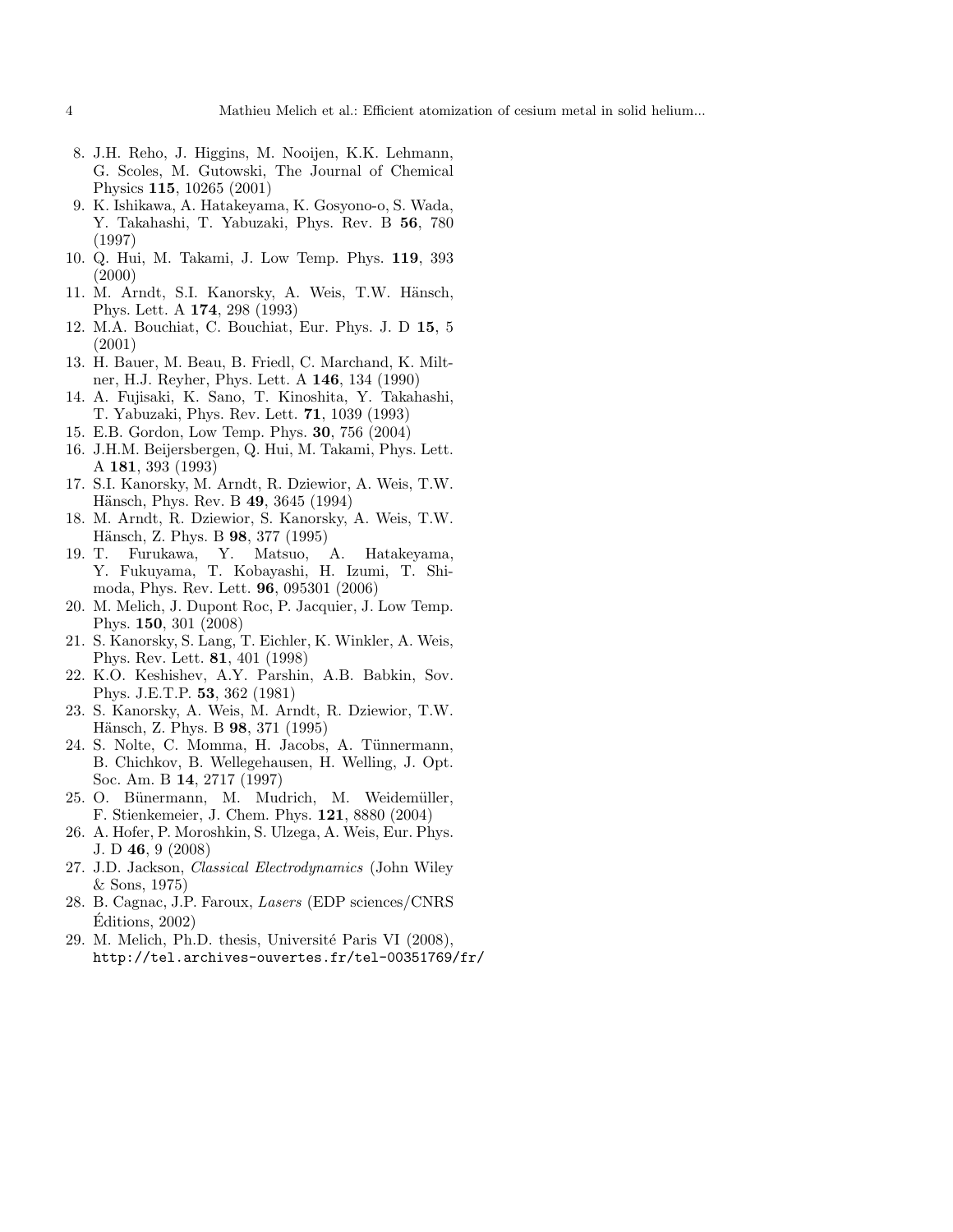8. J.H. Reho, J. Higgins, M. Nooijen, K.K. Lehmann, G. Scoles, M. Gutowski, The Journal of Chemical Physics **115**, 10265 (2001)
9. K. Ishikawa, A. Hatakeyama, K. Gosyono-o, S. Wada, Y. Takahashi, T. Yabuzaki, Phys. Rev. B **56**, 780 (1997)
10. Q. Hui, M. Takami, J. Low Temp. Phys. **119**, 393 (2000)
11. M. Arndt, S.I. Kanorsky, A. Weis, T.W. Hänsch, Phys. Lett. A **174**, 298 (1993)
12. M.A. Bouchiat, C. Bouchiat, Eur. Phys. J. D **15**, 5 (2001)
13. H. Bauer, M. Beau, B. Friedl, C. Marchand, K. Miltner, H.J. Reyher, Phys. Lett. A **146**, 134 (1990)
14. A. Fujisaki, K. Sano, T. Kinoshita, Y. Takahashi, T. Yabuzaki, Phys. Rev. Lett. **71**, 1039 (1993)
15. E.B. Gordon, Low Temp. Phys. **30**, 756 (2004)
16. J.H.M. Beijersbergen, Q. Hui, M. Takami, Phys. Lett. A **181**, 393 (1993)
17. S.I. Kanorsky, M. Arndt, R. Dziewior, A. Weis, T.W. Hänsch, Phys. Rev. B **49**, 3645 (1994)
18. M. Arndt, R. Dziewior, S. Kanorsky, A. Weis, T.W. Hänsch, Z. Phys. B **98**, 377 (1995)
19. T. Furukawa, Y. Matsuo, A. Hatakeyama, Y. Fukuyama, T. Kobayashi, H. Izumi, T. Shimoda, Phys. Rev. Lett. **96**, 095301 (2006)
20. M. Melich, J. Dupont Roc, P. Jacquier, J. Low Temp. Phys. **150**, 301 (2008)
21. S. Kanorsky, S. Lang, T. Eichler, K. Winkler, A. Weis, Phys. Rev. Lett. **81**, 401 (1998)
22. K.O. Keshishev, A.Y. Parshin, A.B. Babkin, Sov. Phys. J.E.T.P. **53**, 362 (1981)
23. S. Kanorsky, A. Weis, M. Arndt, R. Dziewior, T.W. Hänsch, Z. Phys. B **98**, 371 (1995)
24. S. Nolte, C. Momma, H. Jacobs, A. Tünnermann, B. Chichkov, B. Wellegehausen, H. Welling, J. Opt. Soc. Am. B **14**, 2717 (1997)
25. O. Bünermann, M. Mudrich, M. Weidemüller, F. Stienkemeier, J. Chem. Phys. **121**, 8880 (2004)
26. A. Hofer, P. Moroshkin, S. Ulzega, A. Weis, Eur. Phys. J. D **46**, 9 (2008)
27. J.D. Jackson, *Classical Electrodynamics* (John Wiley & Sons, 1975)
28. B. Cagnac, J.P. Faroux, *Lasers* (EDP sciences/CNRS Éditions, 2002)
29. M. Melich, Ph.D. thesis, Université Paris VI (2008), http://tel.archives-ouvertes.fr/tel-00351769/fr/